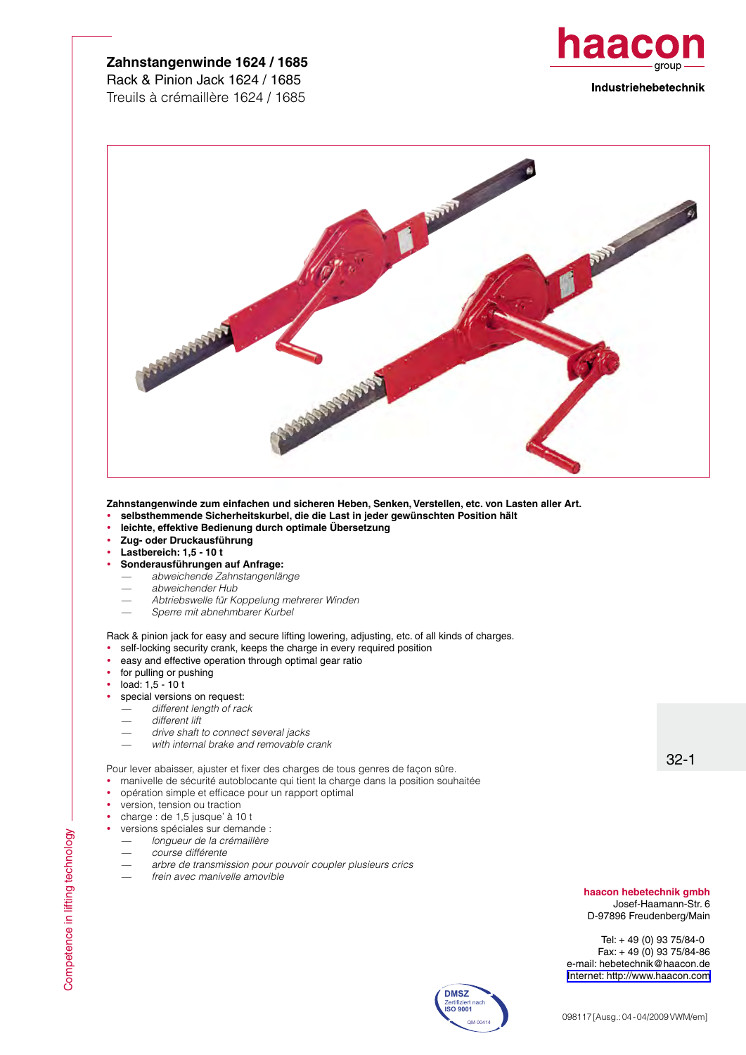# Zahnstangenwinde 1624 / 1685

Rack & Pinion Jack 1624 / 1685

Treuils à crémaillère 1624 / 1685

haacon group

**Industriehebetechnik**

**Zahnstangenwinde zum einfachen und sicheren Heben, Senken, Verstellen, etc. von Lasten aller Art.**

- **selbsthemmende Sicherheitskurbel, die die Last in jeder gewünschten Position hält**
- **leichte, effektive Bedienung durch optimale Übersetzung**
- **Zug- oder Druckausführung**
- **Lastbereich: 1,5 - 10 t**
- **Sonderausführungen auf Anfrage:**
  - *abweichende Zahnstangenlänge*
  - *abweichender Hub*
  - *Abtriebswelle für Koppelung mehrerer Winden*
  - *Sperre mit abnehmbarer Kurbel*

Rack & pinion jack for easy and secure lifting lowering, adjusting, etc. of all kinds of charges.

- self-locking security crank, keeps the charge in every required position
- easy and effective operation through optimal gear ratio
- for pulling or pushing
- load: 1,5 - 10 t
- special versions on request:
  - *different length of rack*
  - *different lift*
  - *drive shaft to connect several jacks*
  - *with internal brake and removable crank*

Pour lever abaisser, ajuster et fixer des charges de tous genres de façon sûre.

- manivelle de sécurité autoblocante qui tient la charge dans la position souhaitée
- opération simple et efficace pour un rapport optimal
- version, tension ou traction
- charge : de 1,5 jusque' à 10 t
- versions spéciales sur demande :
  - *longueur de la crémaillère*
  - *course différénte*
  - *arbre de transmission pour pouvoir coupler plusieurs crics*
  - *frein avec manivelle amovible*

32-1

Competence in lifting technology

**haacon hebetechnik gmbh**
Josef-Haamann-Str. 6
D-97896 Freudenberg/Main

Tel: + 49 (0) 93 75/84-0
Fax: + 49 (0) 93 75/84-86
e-mail: hebetechnik@haacon.de
Internet: http://www.haacon.com

DMSZ Zertifiziert nach ISO 9001 QM 00414

098117 [Ausg.: 04 - 04/2009 VWM/em]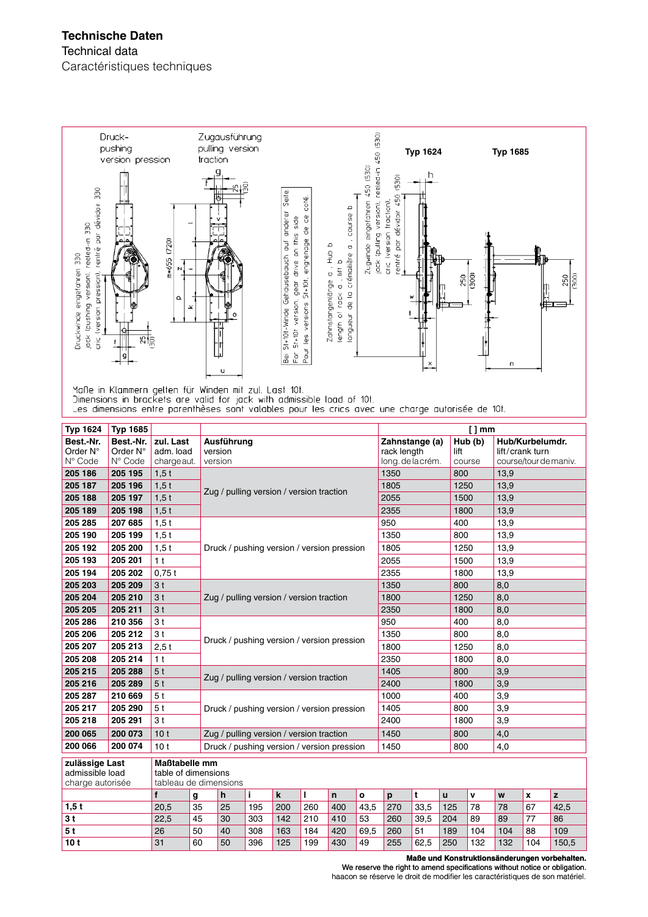# Technische Daten

Technical data

Caractéristiques techniques

Druck-
pushing
version pression

Zugausführung
pulling version
traction

Typ 1624

Typ 1685

Druckwinde eingefahren 330
jack (pushing version), reeled-in 330
cric (version pression), rentré par dévidoir 330

m=655 (720)

25 (30)

Bei 5t+10t-Winde Gehäusebauch auf anderer Seite.
For 5t+10t version, gear drive on this side
Pour les versions 5t+10t, engrenage de ce coté.

Zahnstangenlänge a , Hub b
length of rack a , lift b
longueur de la crémaillère a , course b

Zugwinde eingefahren 450 (530)
jack (pulling version), reeled-in 450 (530)
cric (version traction),
rentré par dévidoir 450 (530)

250 (300)

250 (300)

Maße in Klammern gelten für Winden mit zul. Last 10t.
Dimensions in brackets are valid for jack with admissible load of 10t.
Les dimensions entre parenthèses sont valables pour les crics avec une charge autorisée de 10t.

| Typ 1624 | Typ 1685 | | | [ ] mm | | |
|---|---|---|---|---|---|---|
| Best.-Nr. Order N° N° Code | Best.-Nr. Order N° N° Code | zul. Last adm. load charge aut. | Ausführung version version | Zahnstange (a) rack length long. de la crém. | Hub (b) lift course | Hub/Kurbelumdr. lift/crank turn course/tour de maniv. |
| 205 186 | 205 195 | 1,5 t | Zug / pulling version / version traction | 1350 | 800 | 13,9 |
| 205 187 | 205 196 | 1,5 t | | 1805 | 1250 | 13,9 |
| 205 188 | 205 197 | 1,5 t | | 2055 | 1500 | 13,9 |
| 205 189 | 205 198 | 1,5 t | | 2355 | 1800 | 13,9 |
| 205 285 | 207 685 | 1,5 t | Druck / pushing version / version pression | 950 | 400 | 13,9 |
| 205 190 | 205 199 | 1,5 t | | 1350 | 800 | 13,9 |
| 205 192 | 205 200 | 1,5 t | | 1805 | 1250 | 13,9 |
| 205 193 | 205 201 | 1 t | | 2055 | 1500 | 13,9 |
| 205 194 | 205 202 | 0,75 t | | 2355 | 1800 | 13,9 |
| 205 203 | 205 209 | 3 t | Zug / pulling version / version traction | 1350 | 800 | 8,0 |
| 205 204 | 205 210 | 3 t | | 1800 | 1250 | 8,0 |
| 205 205 | 205 211 | 3 t | | 2350 | 1800 | 8,0 |
| 205 286 | 210 356 | 3 t | Druck / pushing version / version pression | 950 | 400 | 8,0 |
| 205 206 | 205 212 | 3 t | | 1350 | 800 | 8,0 |
| 205 207 | 205 213 | 2,5 t | | 1800 | 1250 | 8,0 |
| 205 208 | 205 214 | 1 t | | 2350 | 1800 | 8,0 |
| 205 215 | 205 288 | 5 t | Zug / pulling version / version traction | 1405 | 800 | 3,9 |
| 205 216 | 205 289 | 5 t | | 2400 | 1800 | 3,9 |
| 205 287 | 210 669 | 5 t | Druck / pushing version / version pression | 1000 | 400 | 3,9 |
| 205 217 | 205 290 | 5 t | | 1405 | 800 | 3,9 |
| 205 218 | 205 291 | 3 t | | 2400 | 1800 | 3,9 |
| 200 065 | 200 073 | 10 t | Zug / pulling version / version traction | 1450 | 800 | 4,0 |
| 200 066 | 200 074 | 10 t | Druck / pushing version / version pression | 1450 | 800 | 4,0 |

| zulässige Last admissible load charge autorisée | Maßtabelle mm table of dimensions tableau de dimensions | | | | | | | | | | | | | | | |
|---|---|---|---|---|---|---|---|---|---|---|---|---|---|---|---|---|
| | f | g | h | i | k | l | n | o | p | t | u | v | w | x | z |
| 1,5 t | 20,5 | 35 | 25 | 195 | 200 | 260 | 400 | 43,5 | 270 | 33,5 | 125 | 78 | 78 | 67 | 42,5 |
| 3 t | 22,5 | 45 | 30 | 303 | 142 | 210 | 410 | 53 | 260 | 39,5 | 204 | 89 | 89 | 77 | 86 |
| 5 t | 26 | 50 | 40 | 308 | 163 | 184 | 420 | 69,5 | 260 | 51 | 189 | 104 | 104 | 88 | 109 |
| 10 t | 31 | 60 | 50 | 396 | 125 | 199 | 430 | 49 | 255 | 62,5 | 250 | 132 | 132 | 104 | 150,5 |

**Maße und Konstruktionsänderungen vorbehalten.**
We reserve the right to amend specifications without notice or obligation.
haacon se réserve le droit de modifier les caractéristiques de son matériel.